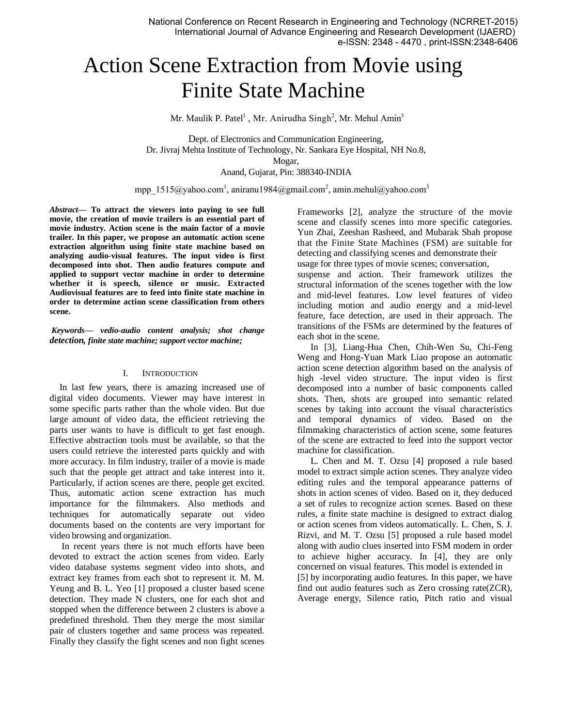# Action Scene Extraction from Movie using Finite State Machine

Mr. Maulik P. Patel[1] , Mr. Anirudha Singh[2], Mr. Mehul Amin[3]

Dept. of Electronics and Communication Engineering,
Dr. Jivraj Mehta Institute of Technology, Nr. Sankara Eye Hospital, NH No.8,
Mogar,
Anand, Gujarat, Pin: 388340-INDIA

mpp_1515@yahoo.com[1], aniranu1984@gmail.com[2], amin.mehul@yahoo.com[3]

***Abstract*— To attract the viewers into paying to see full movie, the creation of movie trailers is an essential part of movie industry. Action scene is the main factor of a movie trailer. In this paper, we propose an automatic action scene extraction algorithm using finite state machine based on analyzing audio-visual features. The input video is first decomposed into shot. Then audio features compute and applied to support vector machine in order to determine whether it is speech, silence or music. Extracted Audiovisual features are to feed into finite state machine in order to determine action scene classification from others scene.**

***Keywords*— *vedio-audio content analysis; shot change detection, finite state machine; support vector machine;***

## I. Introduction

In last few years, there is amazing increased use of digital video documents. Viewer may have interest in some specific parts rather than the whole video. But due large amount of video data, the efficient retrieving the parts user wants to have is difficult to get fast enough. Effective abstraction tools must be available, so that the users could retrieve the interested parts quickly and with more accuracy. In film industry, trailer of a movie is made such that the people get attract and take interest into it. Particularly, if action scenes are there, people get excited. Thus, automatic action scene extraction has much importance for the filmmakers. Also methods and techniques for automatically separate out video documents based on the contents are very important for video browsing and organization.

In recent years there is not much efforts have been devoted to extract the action scenes from video. Early video database systems segment video into shots, and extract key frames from each shot to represent it. M. M. Yeung and B. L. Yeo [1] proposed a cluster based scene detection. They made N clusters, one for each shot and stopped when the difference between 2 clusters is above a predefined threshold. Then they merge the most similar pair of clusters together and same process was repeated. Finally they classify the fight scenes and non fight scenes Frameworks [2], analyze the structure of the movie scene and classify scenes into more specific categories. Yun Zhai, Zeeshan Rasheed, and Mubarak Shah propose that the Finite State Machines (FSM) are suitable for detecting and classifying scenes and demonstrate their usage for three types of movie scenes; conversation, suspense and action. Their framework utilizes the structural information of the scenes together with the low and mid-level features. Low level features of video including motion and audio energy and a mid-level feature, face detection, are used in their approach. The transitions of the FSMs are determined by the features of each shot in the scene.

In [3], Liang-Hua Chen, Chih-Wen Su, Chi-Feng Weng and Hong-Yuan Mark Liao propose an automatic action scene detection algorithm based on the analysis of high -level video structure. The input video is first decomposed into a number of basic components called shots. Then, shots are grouped into semantic related scenes by taking into account the visual characteristics and temporal dynamics of video. Based on the filmmaking characteristics of action scene, some features of the scene are extracted to feed into the support vector machine for classification.

L. Chen and M. T. Ozsu [4] proposed a rule based model to extract simple action scenes. They analyze video editing rules and the temporal appearance patterns of shots in action scenes of video. Based on it, they deduced a set of rules to recognize action scenes. Based on these rules, a finite state machine is designed to extract dialog or action scenes from videos automatically. L. Chen, S. J. Rizvi, and M. T. Ozsu [5] proposed a rule based model along with audio clues inserted into FSM modem in order to achieve higher accuracy. In [4], they are only concerned on visual features. This model is extended in [5] by incorporating audio features. In this paper, we have find out audio features such as Zero crossing rate(ZCR), Average energy, Silence ratio, Pitch ratio and visual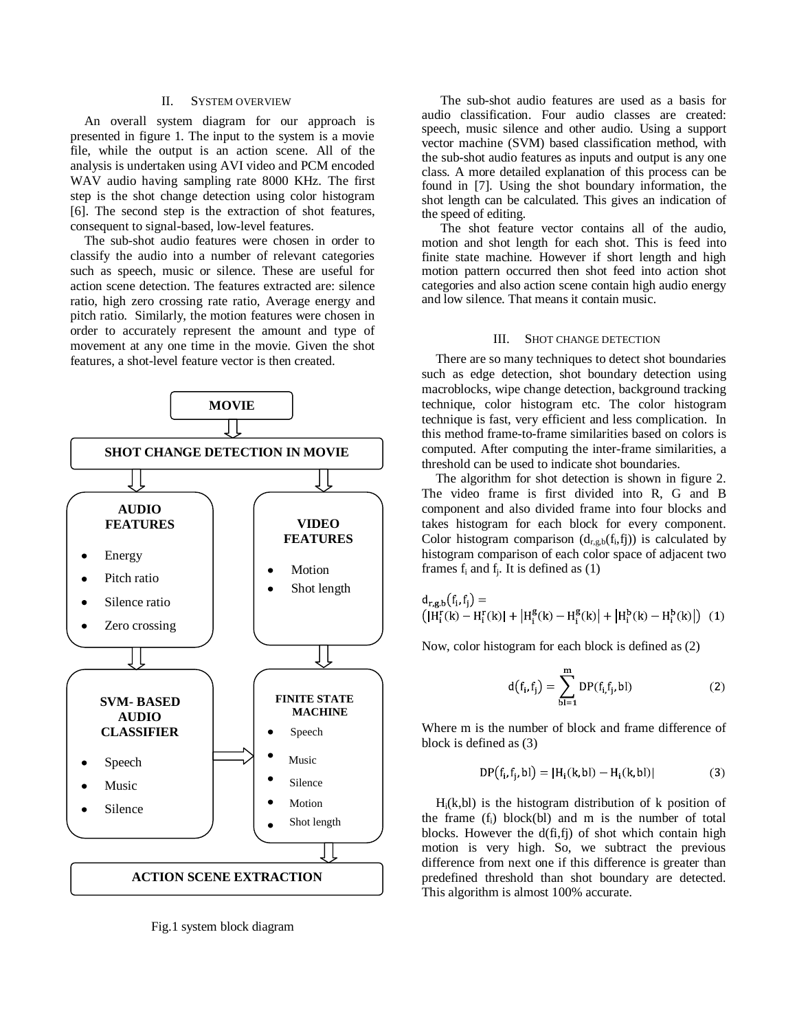## II. SYSTEM OVERVIEW

An overall system diagram for our approach is presented in figure 1. The input to the system is a movie file, while the output is an action scene. All of the analysis is undertaken using AVI video and PCM encoded WAV audio having sampling rate 8000 KHz. The first step is the shot change detection using color histogram [6]. The second step is the extraction of shot features, consequent to signal-based, low-level features.

The sub-shot audio features were chosen in order to classify the audio into a number of relevant categories such as speech, music or silence. These are useful for action scene detection. The features extracted are: silence ratio, high zero crossing rate ratio, Average energy and pitch ratio. Similarly, the motion features were chosen in order to accurately represent the amount and type of movement at any one time in the movie. Given the shot features, a shot-level feature vector is then created.

**MOVIE**

**SHOT CHANGE DETECTION IN MOVIE**

**AUDIO FEATURES**
- Energy
- Pitch ratio
- Silence ratio
- Zero crossing

**VIDEO FEATURES**
- Motion
- Shot length

**SVM- BASED AUDIO CLASSIFIER**
- Speech
- Music
- Silence

**FINITE STATE MACHINE**
- Speech
- Music
- Silence
- Motion
- Shot length

**ACTION SCENE EXTRACTION**

Fig.1 system block diagram

The sub-shot audio features are used as a basis for audio classification. Four audio classes are created: speech, music silence and other audio. Using a support vector machine (SVM) based classification method, with the sub-shot audio features as inputs and output is any one class. A more detailed explanation of this process can be found in [7]. Using the shot boundary information, the shot length can be calculated. This gives an indication of the speed of editing.

The shot feature vector contains all of the audio, motion and shot length for each shot. This is feed into finite state machine. However if short length and high motion pattern occurred then shot feed into action shot categories and also action scene contain high audio energy and low silence. That means it contain music.

## III. SHOT CHANGE DETECTION

There are so many techniques to detect shot boundaries such as edge detection, shot boundary detection using macroblocks, wipe change detection, background tracking technique, color histogram etc. The color histogram technique is fast, very efficient and less complication. In this method frame-to-frame similarities based on colors is computed. After computing the inter-frame similarities, a threshold can be used to indicate shot boundaries.

The algorithm for shot detection is shown in figure 2. The video frame is first divided into R, G and B component and also divided frame into four blocks and takes histogram for each block for every component. Color histogram comparison ($d_{r,g,b}(f_i,fj)$) is calculated by histogram comparison of each color space of adjacent two frames $f_i$ and $f_j$. It is defined as (1)

$$d_{r,g,b}(f_i,f_j) = \left(\left|H_i^r(k) - H_i^r(k)\right| + \left|H_i^g(k) - H_i^g(k)\right| + \left|H_i^b(k) - H_i^b(k)\right|\right) \quad (1)$$

Now, color histogram for each block is defined as (2)

$$d(f_i,f_j) = \sum_{bl=1}^{m} DP(f_i,f_j,bl) \quad (2)$$

Where m is the number of block and frame difference of block is defined as (3)

$$DP(f_i,f_j,bl) = |H_i(k,bl) - H_i(k,bl)| \quad (3)$$

$H_i(k,bl)$ is the histogram distribution of k position of the frame ($f_i$) block(bl) and m is the number of total blocks. However the d(fi,fj) of shot which contain high motion is very high. So, we subtract the previous difference from next one if this difference is greater than predefined threshold than shot boundary are detected. This algorithm is almost 100% accurate.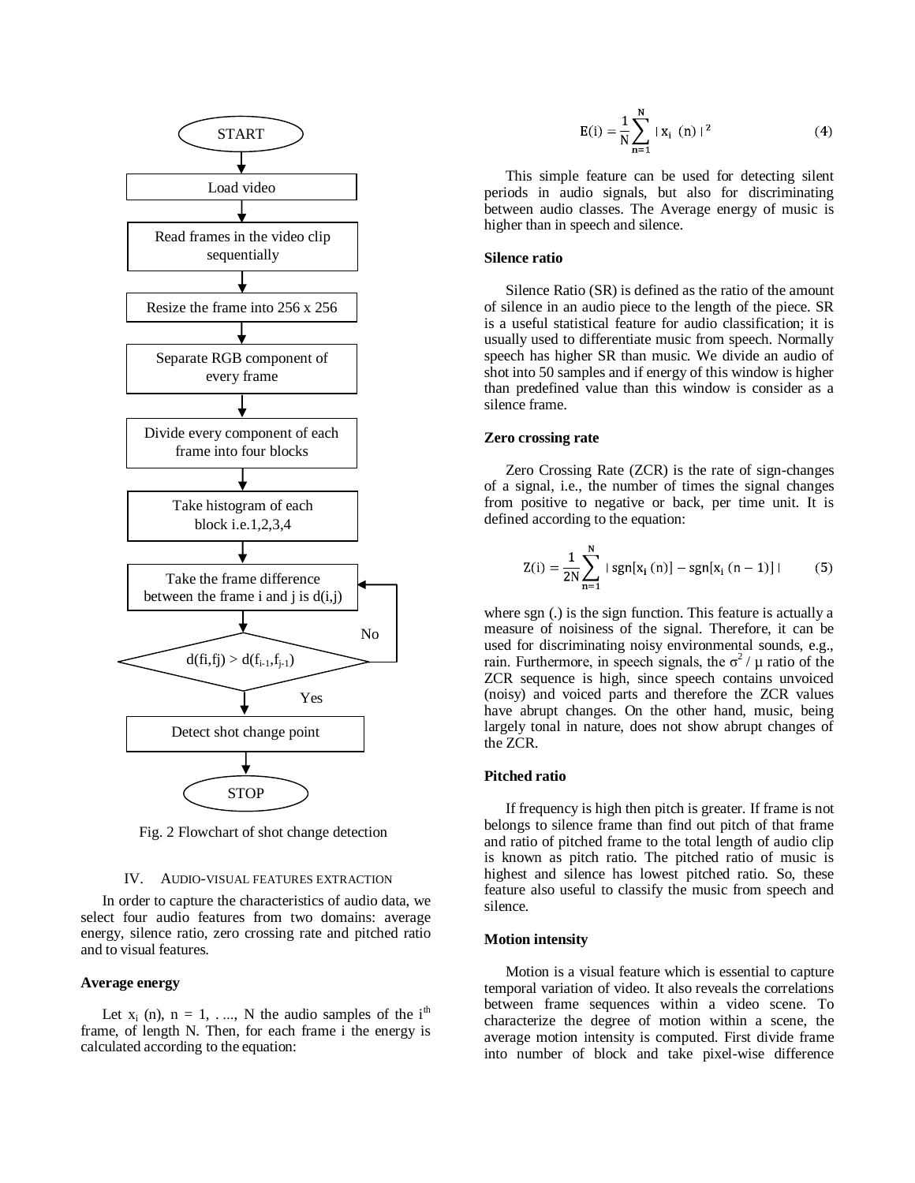START

Load video

Read frames in the video clip sequentially

Resize the frame into 256 x 256

Separate RGB component of every frame

Divide every component of each frame into four blocks

Take histogram of each block i.e.1,2,3,4

Take the frame difference between the frame i and j is d(i,j)

$d(fi,fj) > d(f_{i-1},f_{j-1})$ — No / Yes

Detect shot change point

STOP

Fig. 2 Flowchart of shot change detection

## IV. AUDIO-VISUAL FEATURES EXTRACTION

In order to capture the characteristics of audio data, we select four audio features from two domains: average energy, silence ratio, zero crossing rate and pitched ratio and to visual features.

### Average energy

Let $x_i$ (n), n = 1, . ..., N the audio samples of the $i^{th}$ frame, of length N. Then, for each frame i the energy is calculated according to the equation:

$$E(i) = \frac{1}{N}\sum_{n=1}^{N} | x_i \ (n) |^2 \tag{4}$$

This simple feature can be used for detecting silent periods in audio signals, but also for discriminating between audio classes. The Average energy of music is higher than in speech and silence.

### Silence ratio

Silence Ratio (SR) is defined as the ratio of the amount of silence in an audio piece to the length of the piece. SR is a useful statistical feature for audio classification; it is usually used to differentiate music from speech. Normally speech has higher SR than music. We divide an audio of shot into 50 samples and if energy of this window is higher than predefined value than this window is consider as a silence frame.

### Zero crossing rate

Zero Crossing Rate (ZCR) is the rate of sign-changes of a signal, i.e., the number of times the signal changes from positive to negative or back, per time unit. It is defined according to the equation:

$$Z(i) = \frac{1}{2N}\sum_{n=1}^{N} | \operatorname{sgn}[x_i \ (n)] - \operatorname{sgn}[x_i \ (n-1)] | \tag{5}$$

where sgn (.) is the sign function. This feature is actually a measure of noisiness of the signal. Therefore, it can be used for discriminating noisy environmental sounds, e.g., rain. Furthermore, in speech signals, the $\sigma^2$ / μ ratio of the ZCR sequence is high, since speech contains unvoiced (noisy) and voiced parts and therefore the ZCR values have abrupt changes. On the other hand, music, being largely tonal in nature, does not show abrupt changes of the ZCR.

### Pitched ratio

If frequency is high then pitch is greater. If frame is not belongs to silence frame than find out pitch of that frame and ratio of pitched frame to the total length of audio clip is known as pitch ratio. The pitched ratio of music is highest and silence has lowest pitched ratio. So, these feature also useful to classify the music from speech and silence.

### Motion intensity

Motion is a visual feature which is essential to capture temporal variation of video. It also reveals the correlations between frame sequences within a video scene. To characterize the degree of motion within a scene, the average motion intensity is computed. First divide frame into number of block and take pixel-wise difference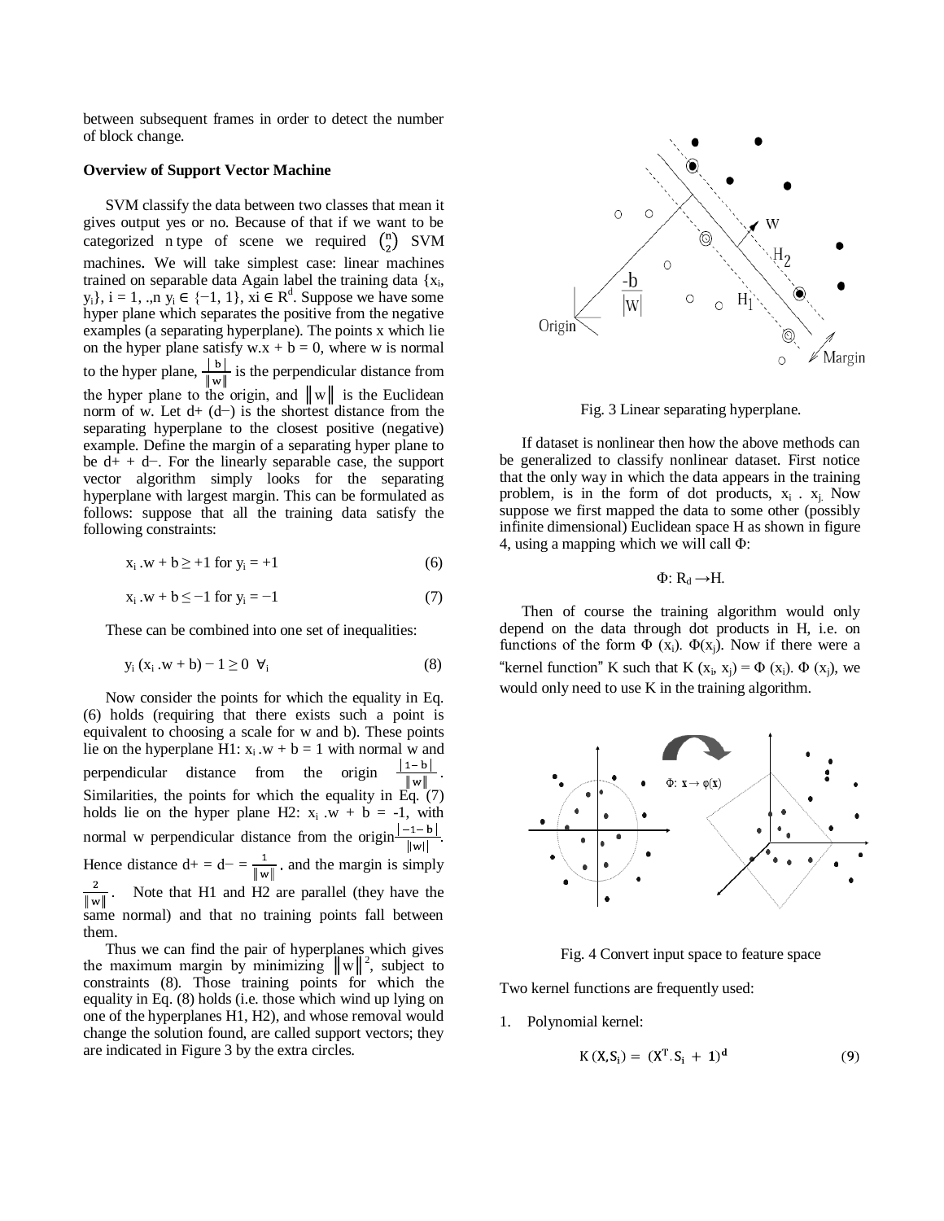between subsequent frames in order to detect the number of block change.

**Overview of Support Vector Machine**

SVM classify the data between two classes that mean it gives output yes or no. Because of that if we want to be categorized n type of scene we required $\binom{n}{2}$ SVM machines. We will take simplest case: linear machines trained on separable data Again label the training data $\{x_i, y_i\}$, $i = 1, .,n$ $y_i \in \{-1, 1\}$, $xi \in R^d$. Suppose we have some hyper plane which separates the positive from the negative examples (a separating hyperplane). The points x which lie on the hyper plane satisfy $w.x + b = 0$, where w is normal to the hyper plane, $\frac{|b|}{\|w\|}$ is the perpendicular distance from the hyper plane to the origin, and $\|w\|$ is the Euclidean norm of w. Let d+ (d−) is the shortest distance from the separating hyperplane to the closest positive (negative) example. Define the margin of a separating hyper plane to be d+ + d−. For the linearly separable case, the support vector algorithm simply looks for the separating hyperplane with largest margin. This can be formulated as follows: suppose that all the training data satisfy the following constraints:

$$x_i .w + b \geq +1 \text{ for } y_i = +1 \quad (6)$$

$$x_i .w + b \leq -1 \text{ for } y_i = -1 \quad (7)$$

These can be combined into one set of inequalities:

$$y_i (x_i .w + b) - 1 \geq 0 \ \forall_i \quad (8)$$

Now consider the points for which the equality in Eq. (6) holds (requiring that there exists such a point is equivalent to choosing a scale for w and b). These points lie on the hyperplane H1: $x_i .w + b = 1$ with normal w and perpendicular distance from the origin $\frac{|1-b|}{\|w\|}$. Similarities, the points for which the equality in Eq. (7) holds lie on the hyper plane H2: $x_i .w + b = -1$, with normal w perpendicular distance from the origin $\frac{|-1-b|}{\|w\|}$. Hence distance d+ = d− = $\frac{1}{\|w\|}$, and the margin is simply $\frac{2}{\|w\|}$. Note that H1 and H2 are parallel (they have the same normal) and that no training points fall between them.

Thus we can find the pair of hyperplanes which gives the maximum margin by minimizing $\|w\|^2$, subject to constraints (8). Those training points for which the equality in Eq. (8) holds (i.e. those which wind up lying on one of the hyperplanes H1, H2), and whose removal would change the solution found, are called support vectors; they are indicated in Figure 3 by the extra circles.

Fig. 3 Linear separating hyperplane.

If dataset is nonlinear then how the above methods can be generalized to classify nonlinear dataset. First notice that the only way in which the data appears in the training problem, is in the form of dot products, $x_i \cdot x_j$. Now suppose we first mapped the data to some other (possibly infinite dimensional) Euclidean space H as shown in figure 4, using a mapping which we will call Φ:

$$\Phi: R_d \rightarrow H.$$

Then of course the training algorithm would only depend on the data through dot products in H, i.e. on functions of the form $\Phi(x_i) \cdot \Phi(x_j)$. Now if there were a "kernel function" K such that $K(x_i, x_j) = \Phi(x_i) \cdot \Phi(x_j)$, we would only need to use K in the training algorithm.

Fig. 4 Convert input space to feature space

Two kernel functions are frequently used:

1. Polynomial kernel:

$$K(X, S_i) = (X^T . S_i + 1)^d \quad (9)$$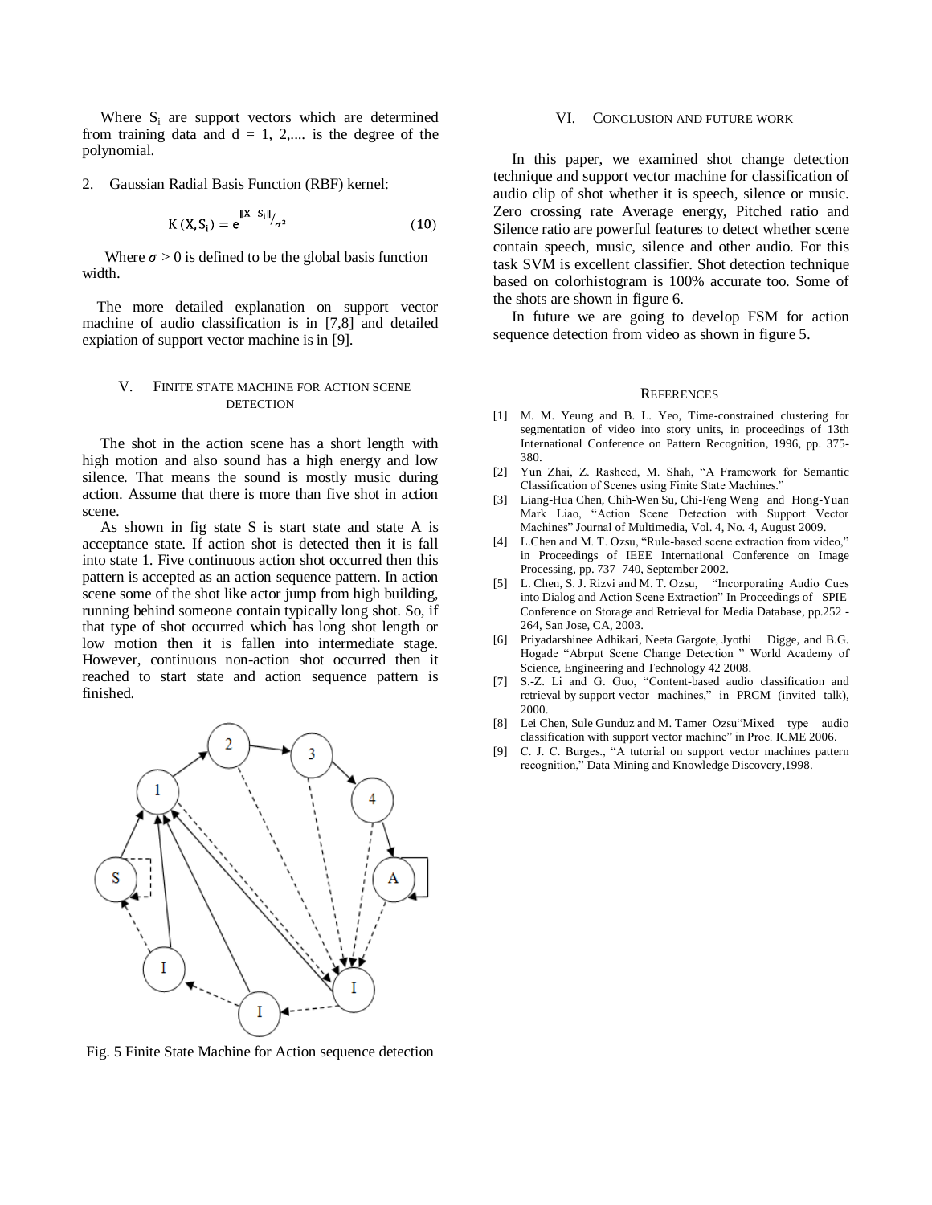Where $S_i$ are support vectors which are determined from training data and d = 1, 2,.... is the degree of the polynomial.

2. Gaussian Radial Basis Function (RBF) kernel:

$$K(X, S_i) = e^{\|X - S_i\| / \sigma^2} \qquad (10)$$

Where $\sigma > 0$ is defined to be the global basis function width.

The more detailed explanation on support vector machine of audio classification is in [7,8] and detailed expiation of support vector machine is in [9].

## V. Finite State Machine for Action Scene Detection

The shot in the action scene has a short length with high motion and also sound has a high energy and low silence. That means the sound is mostly music during action. Assume that there is more than five shot in action scene.

As shown in fig state S is start state and state A is acceptance state. If action shot is detected then it is fall into state 1. Five continuous action shot occurred then this pattern is accepted as an action sequence pattern. In action scene some of the shot like actor jump from high building, running behind someone contain typically long shot. So, if that type of shot occurred which has long shot length or low motion then it is fallen into intermediate stage. However, continuous non-action shot occurred then it reached to start state and action sequence pattern is finished.

Fig. 5 Finite State Machine for Action sequence detection

## VI. Conclusion and Future Work

In this paper, we examined shot change detection technique and support vector machine for classification of audio clip of shot whether it is speech, silence or music. Zero crossing rate Average energy, Pitched ratio and Silence ratio are powerful features to detect whether scene contain speech, music, silence and other audio. For this task SVM is excellent classifier. Shot detection technique based on colorhistogram is 100% accurate too. Some of the shots are shown in figure 6.

In future we are going to develop FSM for action sequence detection from video as shown in figure 5.

## References

[1] M. M. Yeung and B. L. Yeo, Time-constrained clustering for segmentation of video into story units, in proceedings of 13th International Conference on Pattern Recognition, 1996, pp. 375-380.

[2] Yun Zhai, Z. Rasheed, M. Shah, "A Framework for Semantic Classification of Scenes using Finite State Machines."

[3] Liang-Hua Chen, Chih-Wen Su, Chi-Feng Weng and Hong-Yuan Mark Liao, "Action Scene Detection with Support Vector Machines" Journal of Multimedia, Vol. 4, No. 4, August 2009.

[4] L.Chen and M. T. Ozsu, "Rule-based scene extraction from video," in Proceedings of IEEE International Conference on Image Processing, pp. 737–740, September 2002.

[5] L. Chen, S. J. Rizvi and M. T. Ozsu, "Incorporating Audio Cues into Dialog and Action Scene Extraction" In Proceedings of SPIE Conference on Storage and Retrieval for Media Database, pp.252 -264, San Jose, CA, 2003.

[6] Priyadarshinee Adhikari, Neeta Gargote, Jyothi Digge, and B.G. Hogade "Abrput Scene Change Detection " World Academy of Science, Engineering and Technology 42 2008.

[7] S.-Z. Li and G. Guo, "Content-based audio classification and retrieval by support vector machines," in PRCM (invited talk), 2000.

[8] Lei Chen, Sule Gunduz and M. Tamer Ozsu"Mixed type audio classification with support vector machine" in Proc. ICME 2006.

[9] C. J. C. Burges., "A tutorial on support vector machines pattern recognition," Data Mining and Knowledge Discovery,1998.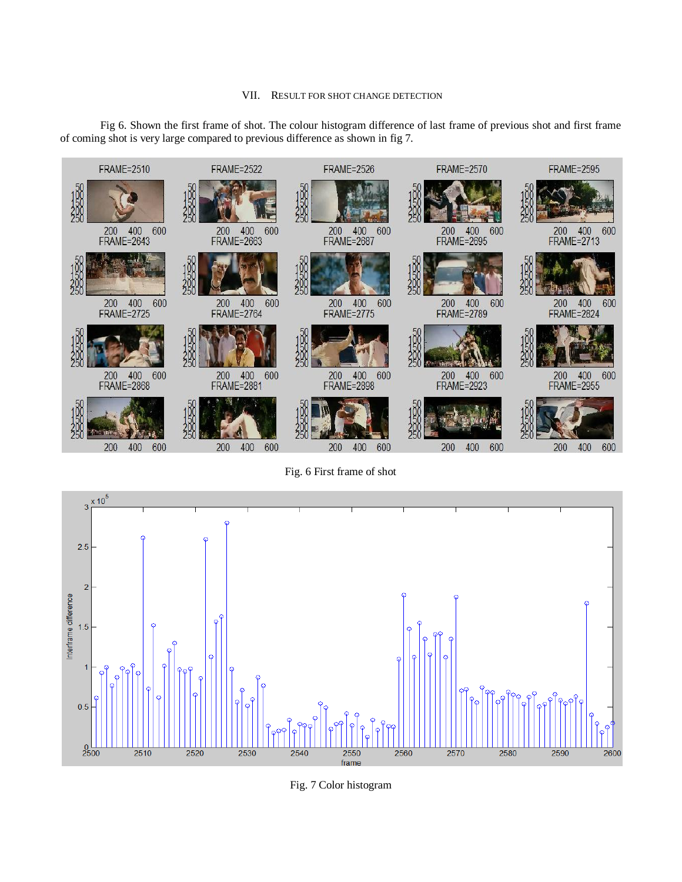## VII. RESULT FOR SHOT CHANGE DETECTION

Fig 6. Shown the first frame of shot. The colour histogram difference of last frame of previous shot and first frame of coming shot is very large compared to previous difference as shown in fig 7.

FRAME=2510
FRAME=2522
FRAME=2526
FRAME=2570
FRAME=2595
FRAME=2643
FRAME=2663
FRAME=2687
FRAME=2695
FRAME=2713
FRAME=2725
FRAME=2764
FRAME=2775
FRAME=2789
FRAME=2824
FRAME=2868
FRAME=2881
FRAME=2898
FRAME=2923
FRAME=2955

Fig. 6 First frame of shot

x 10^5
Interframe difference
frame
0
0.5
1
1.5
2
2.5
3
2500
2510
2520
2530
2540
2550
2560
2570
2580
2590
2600

Fig. 7 Color histogram